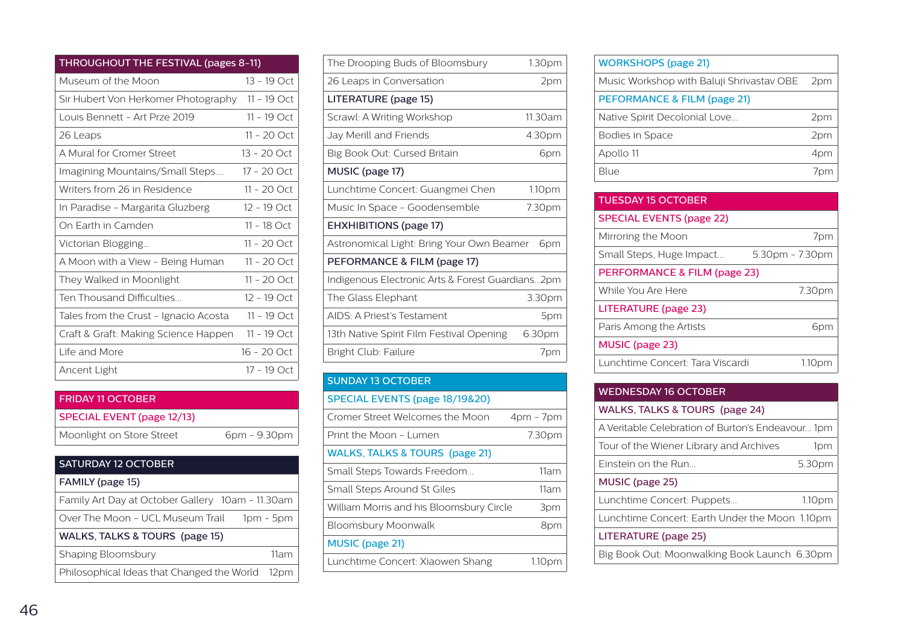## THROUGHOUT THE FESTIVAL (pages 8-11)

| Event | Dates |
|---|---|
| Museum of the Moon | 13 - 19 Oct |
| Sir Hubert Von Herkomer Photography | 11 - 19 Oct |
| Louis Bennett - Art Prze 2019 | 11 - 19 Oct |
| 26 Leaps | 11 - 20 Oct |
| A Mural for Cromer Street | 13 - 20 Oct |
| Imagining Mountains/Small Steps.... | 17 - 20 Oct |
| Writers from 26 in Residence | 11 - 20 Oct |
| In Paradise - Margarita Gluzberg | 12 - 19 Oct |
| On Earth in Camden | 11 - 18 Oct |
| Victorian Blogging... | 11 - 20 Oct |
| A Moon with a View - Being Human | 11 - 20 Oct |
| They Walked in Moonlight | 11 - 20 Oct |
| Ten Thousand Difficulties... | 12 - 19 Oct |
| Tales from the Crust - Ignacio Acosta | 11 - 19 Oct |
| Craft & Graft: Making Science Happen | 11 - 19 Oct |
| Life and More | 16 - 20 Oct |
| Ancent Light | 17 - 19 Oct |

## FRIDAY 11 OCTOBER

| SPECIAL EVENT (page 12/13) | |
|---|---|
| Moonlight on Store Street | 6pm - 9.30pm |

## SATURDAY 12 OCTOBER

| FAMILY (page 15) | |
|---|---|
| Family Art Day at October Gallery | 10am - 11.30am |
| Over The Moon - UCL Museum Trail | 1pm - 5pm |
| **WALKS, TALKS & TOURS (page 15)** | |
| Shaping Bloomsbury | 11am |
| Philosophical Ideas that Changed the World | 12pm |
| The Drooping Buds of Bloomsbury | 1.30pm |
| 26 Leaps in Conversation | 2pm |
| **LITERATURE (page 15)** | |
| Scrawl: A Writing Workshop | 11.30am |
| Jay Merill and Friends | 4.30pm |
| Big Book Out: Cursed Britain | 6pm |
| **MUSIC (page 17)** | |
| Lunchtime Concert: Guangmei Chen | 1.10pm |
| Music In Space - Goodensemble | 7.30pm |
| **EHXHIBITIONS (page 17)** | |
| Astronomical Light: Bring Your Own Beamer | 6pm |
| **PEFORMANCE & FILM (page 17)** | |
| Indigenous Electronic Arts & Forest Guardians... | 2pm |
| The Glass Elephant | 3.30pm |
| AIDS: A Priest's Testament | 5pm |
| 13th Native Spirit Film Festival Opening | 6.30pm |
| Bright Club: Failure | 7pm |

## SUNDAY 13 OCTOBER

| SPECIAL EVENTS (page 18/19&20) | |
|---|---|
| Cromer Street Welcomes the Moon | 4pm - 7pm |
| Print the Moon - Lumen | 7.30pm |
| **WALKS, TALKS & TOURS (page 21)** | |
| Small Steps Towards Freedom... | 11am |
| Small Steps Around St Giles | 11am |
| William Morris and his Bloomsbury Circle | 3pm |
| Bloomsbury Moonwalk | 8pm |
| **MUSIC (page 21)** | |
| Lunchtime Concert: Xiaowen Shang | 1.10pm |
| **WORKSHOPS (page 21)** | |
| Music Workshop with Baluji Shrivastav OBE | 2pm |
| **PEFORMANCE & FILM (page 21)** | |
| Native Spirit Decolonial Love... | 2pm |
| Bodies in Space | 2pm |
| Apollo 11 | 4pm |
| Blue | 7pm |

## TUESDAY 15 OCTOBER

| SPECIAL EVENTS (page 22) | |
|---|---|
| Mirroring the Moon | 7pm |
| Small Steps, Huge Impact... | 5.30pm - 7.30pm |
| **PERFORMANCE & FILM (page 23)** | |
| While You Are Here | 7.30pm |
| **LITERATURE (page 23)** | |
| Paris Among the Artists | 6pm |
| **MUSIC (page 23)** | |
| Lunchtime Concert: Tara Viscardi | 1.10pm |

## WEDNESDAY 16 OCTOBER

| WALKS, TALKS & TOURS (page 24) | |
|---|---|
| A Veritable Celebration of Burton's Endeavour... | 1pm |
| Tour of the Wiener Library and Archives | 1pm |
| Einstein on the Run... | 5.30pm |
| **MUSIC (page 25)** | |
| Lunchtime Concert: Puppets... | 1.10pm |
| Lunchtime Concert: Earth Under the Moon | 1.10pm |
| **LITERATURE (page 25)** | |
| Big Book Out: Moonwalking Book Launch | 6.30pm |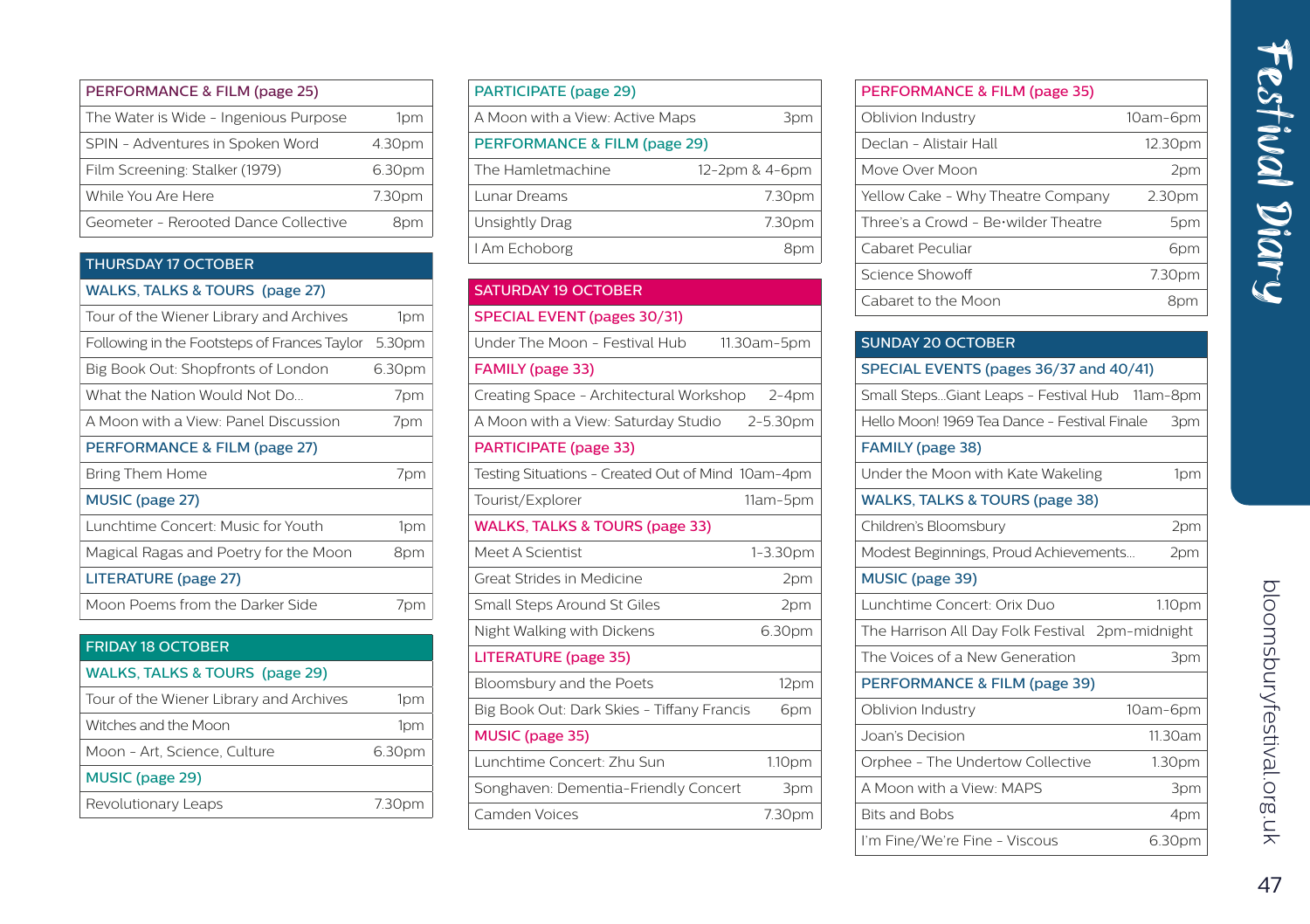# Festival Diary

| PERFORMANCE & FILM (page 25) | |
|---|---|
| The Water is Wide - Ingenious Purpose | 1pm |
| SPIN - Adventures in Spoken Word | 4.30pm |
| Film Screening: Stalker (1979) | 6.30pm |
| While You Are Here | 7.30pm |
| Geometer - Rerooted Dance Collective | 8pm |

## THURSDAY 17 OCTOBER

| WALKS, TALKS & TOURS (page 27) | |
|---|---|
| Tour of the Wiener Library and Archives | 1pm |
| Following in the Footsteps of Frances Taylor | 5.30pm |
| Big Book Out: Shopfronts of London | 6.30pm |
| What the Nation Would Not Do... | 7pm |
| A Moon with a View: Panel Discussion | 7pm |
| **PERFORMANCE & FILM (page 27)** | |
| Bring Them Home | 7pm |
| **MUSIC (page 27)** | |
| Lunchtime Concert: Music for Youth | 1pm |
| Magical Ragas and Poetry for the Moon | 8pm |
| **LITERATURE (page 27)** | |
| Moon Poems from the Darker Side | 7pm |

## FRIDAY 18 OCTOBER

| WALKS, TALKS & TOURS (page 29) | |
|---|---|
| Tour of the Wiener Library and Archives | 1pm |
| Witches and the Moon | 1pm |
| Moon - Art, Science, Culture | 6.30pm |
| **MUSIC (page 29)** | |
| Revolutionary Leaps | 7.30pm |
| **PARTICIPATE (page 29)** | |
| A Moon with a View: Active Maps | 3pm |
| **PERFORMANCE & FILM (page 29)** | |
| The Hamletmachine | 12-2pm & 4-6pm |
| Lunar Dreams | 7.30pm |
| Unsightly Drag | 7.30pm |
| I Am Echoborg | 8pm |

## SATURDAY 19 OCTOBER

| SPECIAL EVENT (pages 30/31) | |
|---|---|
| Under The Moon - Festival Hub | 11.30am-5pm |
| **FAMILY (page 33)** | |
| Creating Space - Architectural Workshop | 2-4pm |
| A Moon with a View: Saturday Studio | 2-5.30pm |
| **PARTICIPATE (page 33)** | |
| Testing Situations - Created Out of Mind | 10am-4pm |
| Tourist/Explorer | 11am-5pm |
| **WALKS, TALKS & TOURS (page 33)** | |
| Meet A Scientist | 1-3.30pm |
| Great Strides in Medicine | 2pm |
| Small Steps Around St Giles | 2pm |
| Night Walking with Dickens | 6.30pm |
| **LITERATURE (page 35)** | |
| Bloomsbury and the Poets | 12pm |
| Big Book Out: Dark Skies - Tiffany Francis | 6pm |
| **MUSIC (page 35)** | |
| Lunchtime Concert: Zhu Sun | 1.10pm |
| Songhaven: Dementia-Friendly Concert | 3pm |
| Camden Voices | 7.30pm |
| **PERFORMANCE & FILM (page 35)** | |
| Oblivion Industry | 10am-6pm |
| Declan - Alistair Hall | 12.30pm |
| Move Over Moon | 2pm |
| Yellow Cake - Why Theatre Company | 2.30pm |
| Three's a Crowd - Be•wilder Theatre | 5pm |
| Cabaret Peculiar | 6pm |
| Science Showoff | 7.30pm |
| Cabaret to the Moon | 8pm |

## SUNDAY 20 OCTOBER

| SPECIAL EVENTS (pages 36/37 and 40/41) | |
|---|---|
| Small Steps...Giant Leaps - Festival Hub | 11am-8pm |
| Hello Moon! 1969 Tea Dance - Festival Finale | 3pm |
| **FAMILY (page 38)** | |
| Under the Moon with Kate Wakeling | 1pm |
| **WALKS, TALKS & TOURS (page 38)** | |
| Children's Bloomsbury | 2pm |
| Modest Beginnings, Proud Achievements... | 2pm |
| **MUSIC (page 39)** | |
| Lunchtime Concert: Orix Duo | 1.10pm |
| The Harrison All Day Folk Festival | 2pm-midnight |
| The Voices of a New Generation | 3pm |
| **PERFORMANCE & FILM (page 39)** | |
| Oblivion Industry | 10am-6pm |
| Joan's Decision | 11.30am |
| Orphee - The Undertow Collective | 1.30pm |
| A Moon with a View: MAPS | 3pm |
| Bits and Bobs | 4pm |
| I'm Fine/We're Fine - Viscous | 6.30pm |

bloomsburyfestival.org.uk